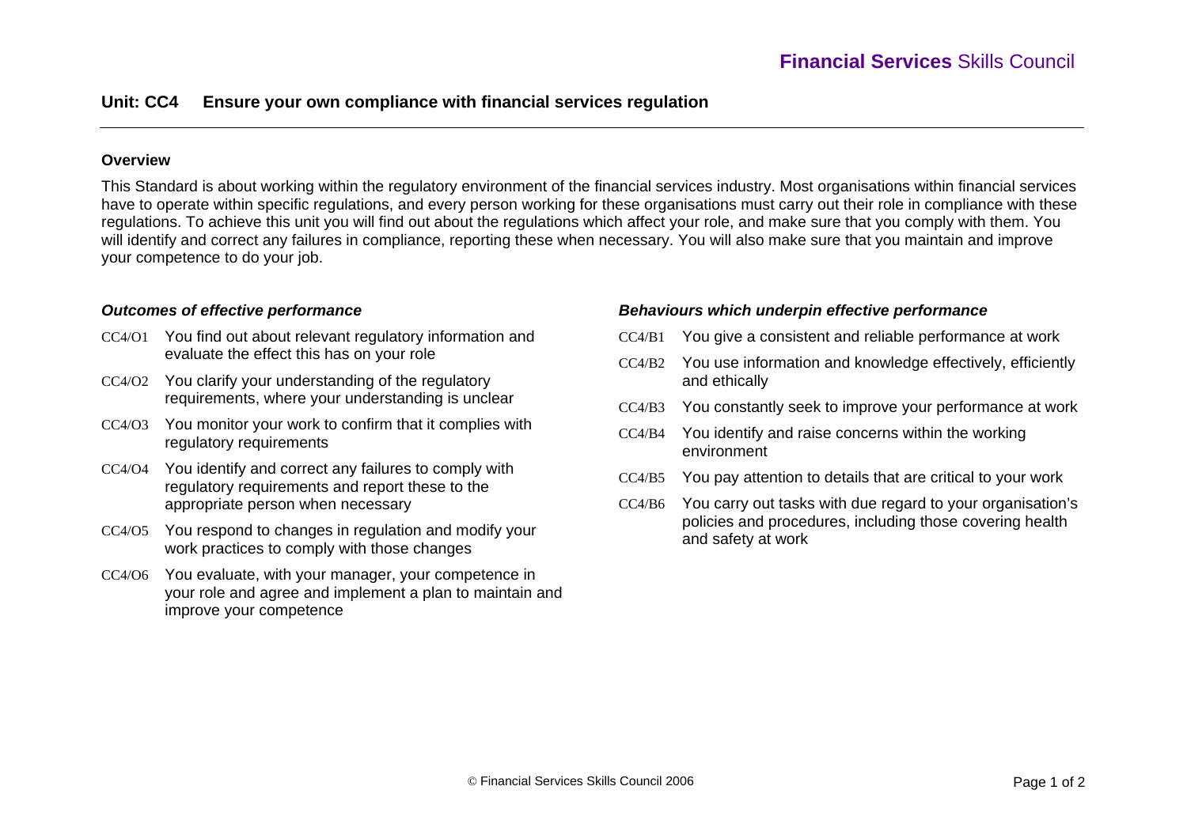## Unit: CC4 Ensure your own compliance with financial services regulation

### Overview

This Standard is about working within the regulatory environment of the financial services industry. Most organisations within financial services have to operate within specific regulations, and every person working for these organisations must carry out their role in compliance with these regulations. To achieve this unit you will find out about the regulations which affect your role, and make sure that you comply with them. You will identify and correct any failures in compliance, reporting these when necessary. You will also make sure that you maintain and improve your competence to do your job.

### *Outcomes of effective performance*

- CC4/O1 You find out about relevant regulatory information and evaluate the effect this has on your role
- CC4/O2 You clarify your understanding of the regulatory requirements, where your understanding is unclear
- CC4/O3 You monitor your work to confirm that it complies with regulatory requirements
- CC4/O4 You identify and correct any failures to comply with regulatory requirements and report these to the appropriate person when necessary
- CC4/O5 You respond to changes in regulation and modify your work practices to comply with those changes
- CC4/O6 You evaluate, with your manager, your competence in your role and agree and implement a plan to maintain and improve your competence

### *Behaviours which underpin effective performance*

- CC4/B1 You give a consistent and reliable performance at work
- CC4/B2 You use information and knowledge effectively, efficiently and ethically
- CC4/B3 You constantly seek to improve your performance at work
- CC4/B4 You identify and raise concerns within the working environment
- CC4/B5 You pay attention to details that are critical to your work
- CC4/B6 You carry out tasks with due regard to your organisation's policies and procedures, including those covering health and safety at work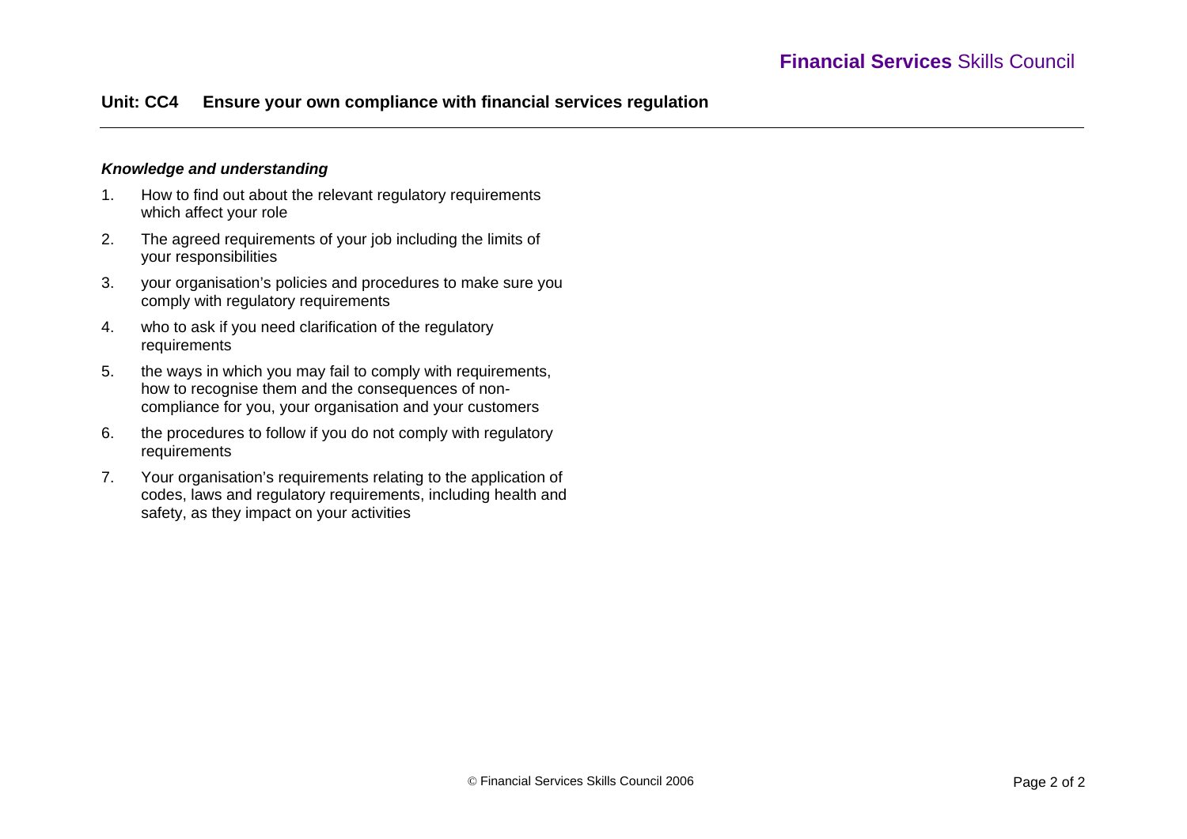## Unit: CC4 Ensure your own compliance with financial services regulation

***Knowledge and understanding***

1. How to find out about the relevant regulatory requirements which affect your role
2. The agreed requirements of your job including the limits of your responsibilities
3. your organisation's policies and procedures to make sure you comply with regulatory requirements
4. who to ask if you need clarification of the regulatory requirements
5. the ways in which you may fail to comply with requirements, how to recognise them and the consequences of non-compliance for you, your organisation and your customers
6. the procedures to follow if you do not comply with regulatory requirements
7. Your organisation's requirements relating to the application of codes, laws and regulatory requirements, including health and safety, as they impact on your activities